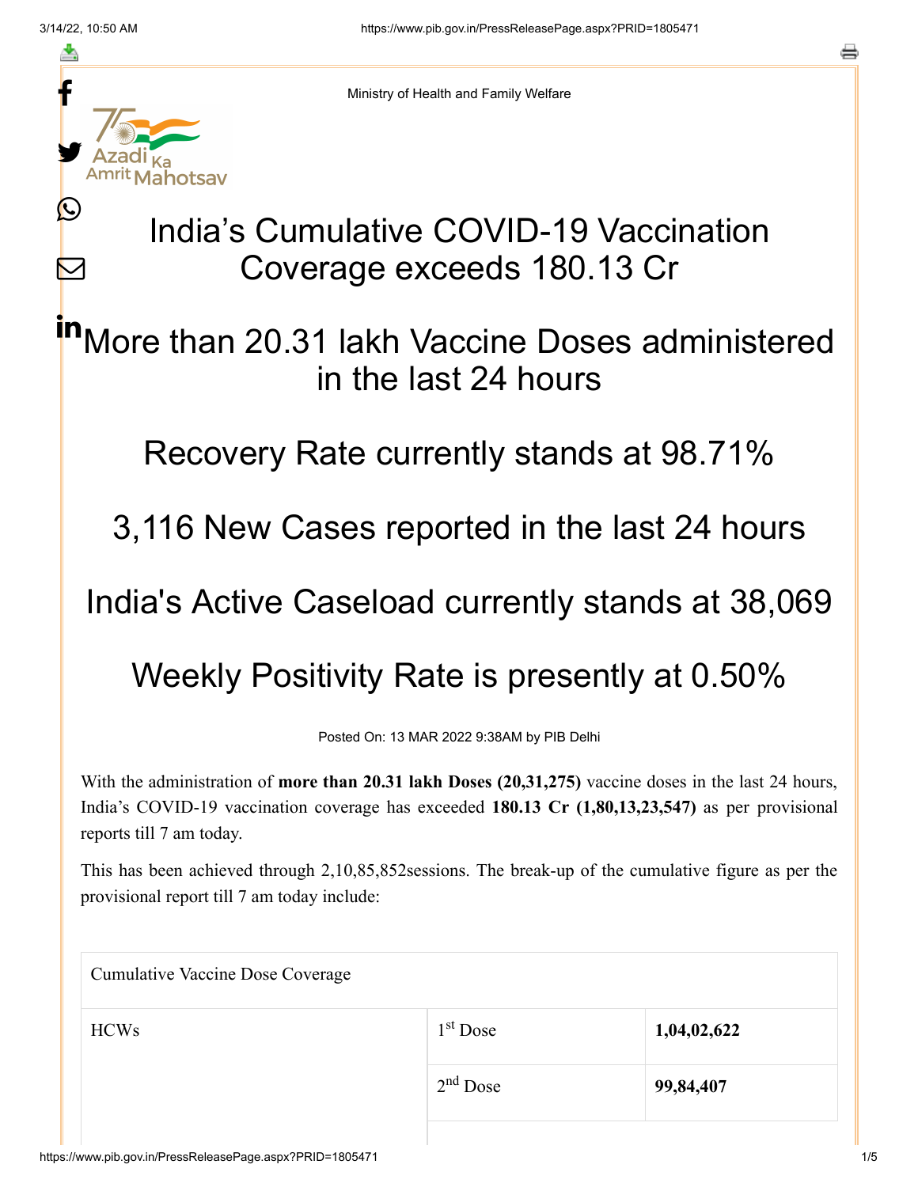Ministry of Health and Family Welfare

# India's Cumulative COVID-19 Vaccination Coverage exceeds 180.13 Cr

## More than 20.31 lakh Vaccine Doses administered in the last 24 hours

## Recovery Rate currently stands at 98.71%

## 3,116 New Cases reported in the last 24 hours

## India's Active Caseload currently stands at 38,069

## Weekly Positivity Rate is presently at 0.50%

Posted On: 13 MAR 2022 9:38AM by PIB Delhi

With the administration of **more than 20.31 lakh Doses (20,31,275)** vaccine doses in the last 24 hours, India's COVID-19 vaccination coverage has exceeded **180.13 Cr (1,80,13,23,547)** as per provisional reports till 7 am today.

This has been achieved through 2,10,85,852sessions. The break-up of the cumulative figure as per the provisional report till 7 am today include:

| Cumulative Vaccine Dose Coverage | | |
|---|---|---|
| HCWs | 1st Dose | **1,04,02,622** |
| | 2nd Dose | **99,84,407** |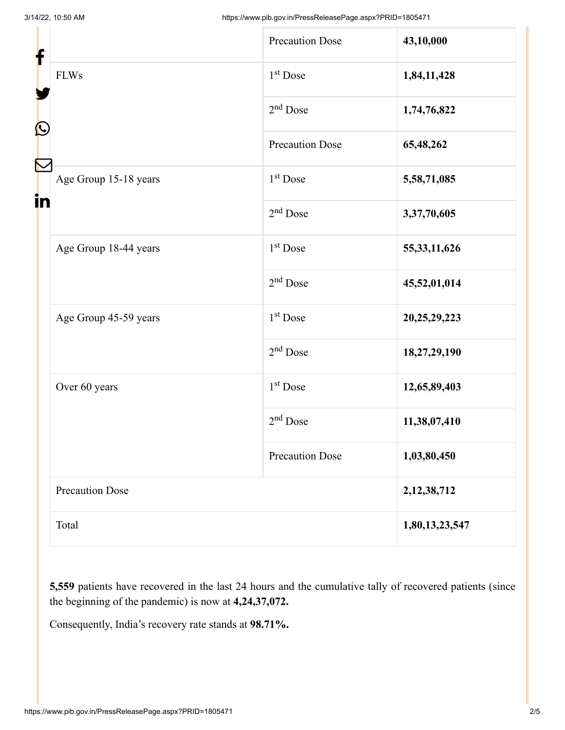| | | |
|---|---|---|
| | Precaution Dose | **43,10,000** |
| FLWs | 1st Dose | **1,84,11,428** |
| | 2nd Dose | **1,74,76,822** |
| | Precaution Dose | **65,48,262** |
| Age Group 15-18 years | 1st Dose | **5,58,71,085** |
| | 2nd Dose | **3,37,70,605** |
| Age Group 18-44 years | 1st Dose | **55,33,11,626** |
| | 2nd Dose | **45,52,01,014** |
| Age Group 45-59 years | 1st Dose | **20,25,29,223** |
| | 2nd Dose | **18,27,29,190** |
| Over 60 years | 1st Dose | **12,65,89,403** |
| | 2nd Dose | **11,38,07,410** |
| | Precaution Dose | **1,03,80,450** |
| Precaution Dose | | **2,12,38,712** |
| Total | | **1,80,13,23,547** |

**5,559** patients have recovered in the last 24 hours and the cumulative tally of recovered patients (since the beginning of the pandemic) is now at **4,24,37,072.**

Consequently, India's recovery rate stands at **98.71%.**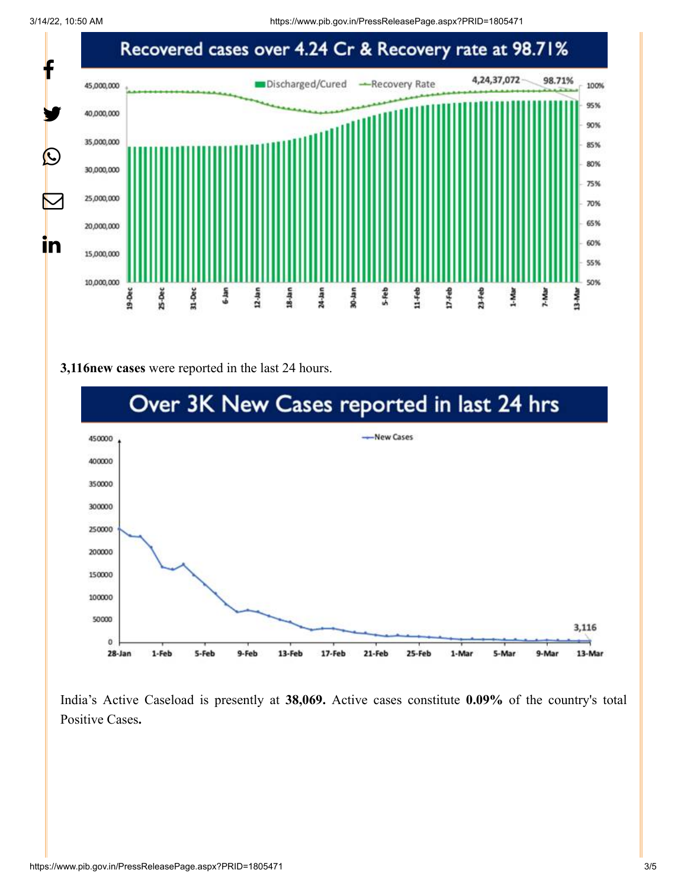Recovered cases over 4.24 Cr & Recovery rate at 98.71%

**3,116new cases** were reported in the last 24 hours.

Over 3K New Cases reported in last 24 hrs

India's Active Caseload is presently at **38,069.** Active cases constitute **0.09%** of the country's total Positive Cases**.**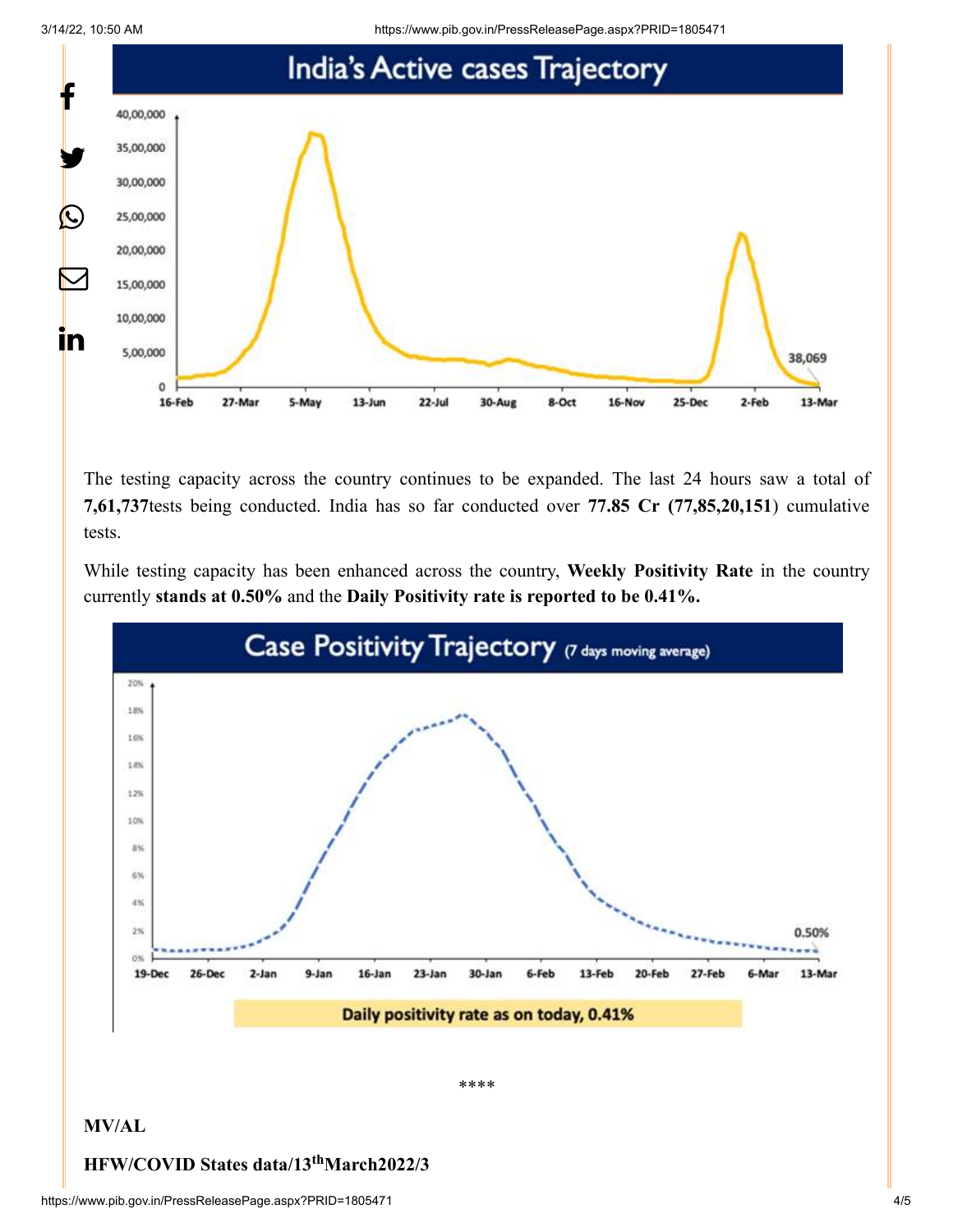## India's Active cases Trajectory

The testing capacity across the country continues to be expanded. The last 24 hours saw a total of **7,61,737**tests being conducted. India has so far conducted over **77.85 Cr (77,85,20,151**) cumulative tests.

While testing capacity has been enhanced across the country, **Weekly Positivity Rate** in the country currently **stands at 0.50%** and the **Daily Positivity rate is reported to be 0.41%.**

## Case Positivity Trajectory (7 days moving average)

Daily positivity rate as on today, 0.41%

****

**MV/AL**

**HFW/COVID States data/13th March2022/3**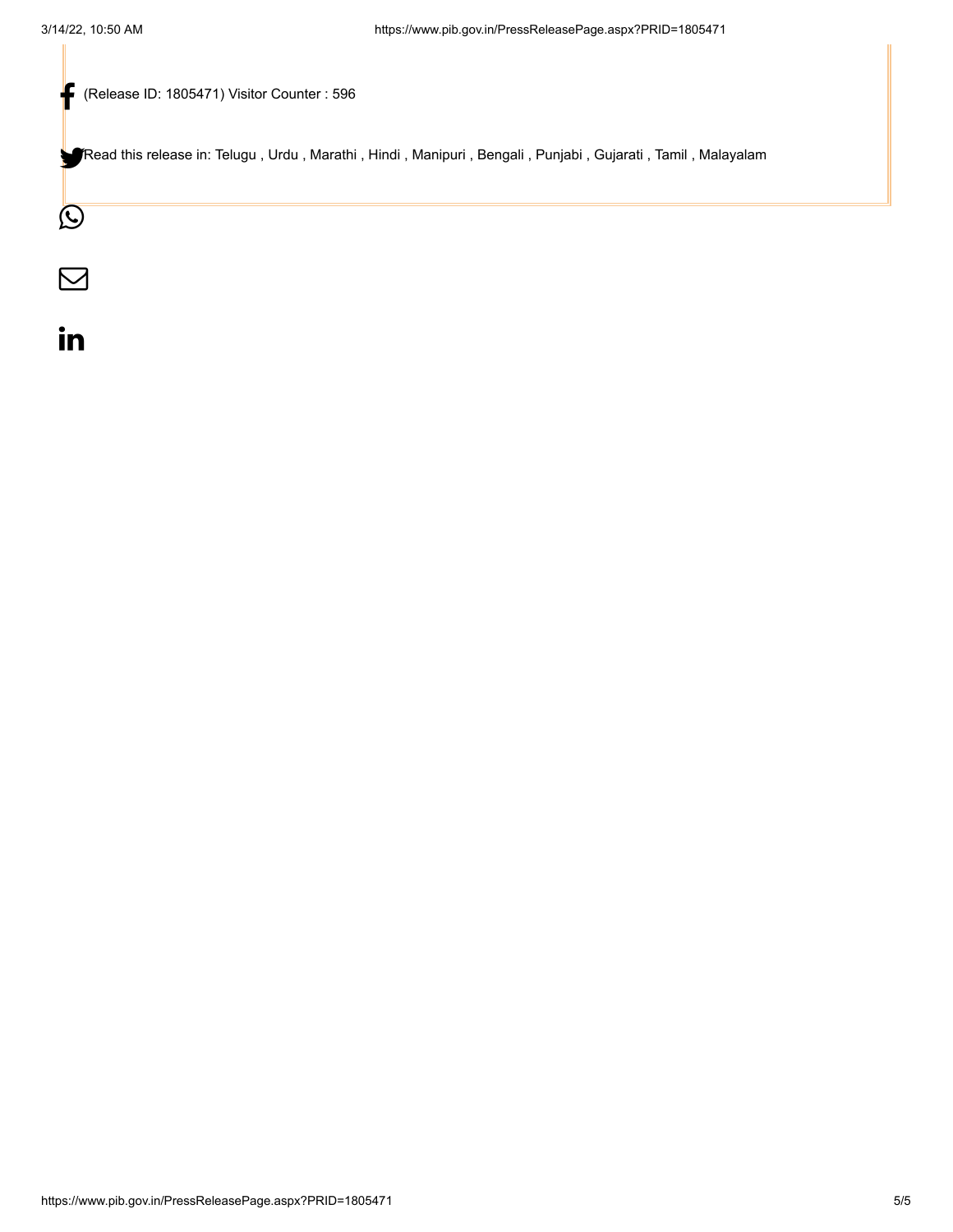(Release ID: 1805471) Visitor Counter : 596

Read this release in: Telugu , Urdu , Marathi , Hindi , Manipuri , Bengali , Punjabi , Gujarati , Tamil , Malayalam